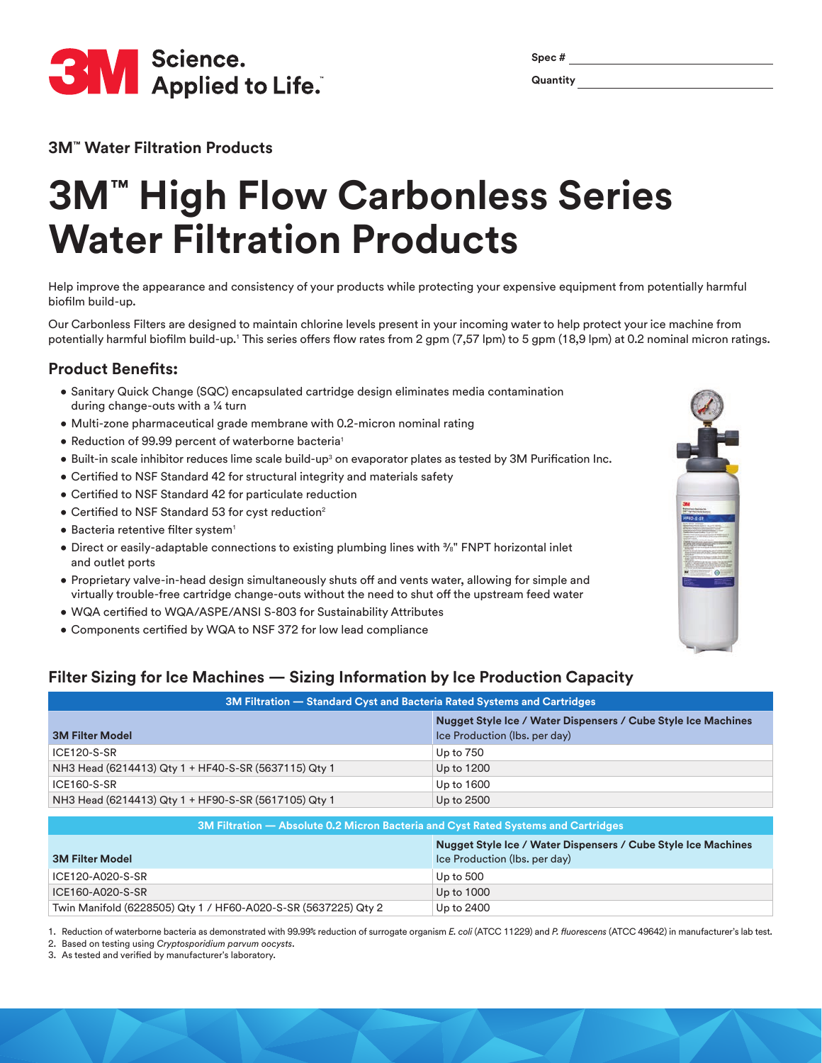3M Science. Applied to Life.™

Spec # ____________________

Quantity ____________________

3M™ Water Filtration Products

# 3M™ High Flow Carbonless Series Water Filtration Products

Help improve the appearance and consistency of your products while protecting your expensive equipment from potentially harmful biofilm build-up.

Our Carbonless Filters are designed to maintain chlorine levels present in your incoming water to help protect your ice machine from potentially harmful biofilm build-up.[1] This series offers flow rates from 2 gpm (7,57 lpm) to 5 gpm (18,9 lpm) at 0.2 nominal micron ratings.

## Product Benefits:

- Sanitary Quick Change (SQC) encapsulated cartridge design eliminates media contamination during change-outs with a ¼ turn
- Multi-zone pharmaceutical grade membrane with 0.2-micron nominal rating
- Reduction of 99.99 percent of waterborne bacteria[1]
- Built-in scale inhibitor reduces lime scale build-up[3] on evaporator plates as tested by 3M Purification Inc.
- Certified to NSF Standard 42 for structural integrity and materials safety
- Certified to NSF Standard 42 for particulate reduction
- Certified to NSF Standard 53 for cyst reduction[2]
- Bacteria retentive filter system[1]
- Direct or easily-adaptable connections to existing plumbing lines with ⅜" FNPT horizontal inlet and outlet ports
- Proprietary valve-in-head design simultaneously shuts off and vents water, allowing for simple and virtually trouble-free cartridge change-outs without the need to shut off the upstream feed water
- WQA certified to WQA/ASPE/ANSI S-803 for Sustainability Attributes
- Components certified by WQA to NSF 372 for low lead compliance

## Filter Sizing for Ice Machines — Sizing Information by Ice Production Capacity

| 3M Filtration — Standard Cyst and Bacteria Rated Systems and Cartridges | |
|---|---|
| **3M Filter Model** | **Nugget Style Ice / Water Dispensers / Cube Style Ice Machines** Ice Production (lbs. per day) |
| ICE120-S-SR | Up to 750 |
| NH3 Head (6214413) Qty 1 + HF40-S-SR (5637115) Qty 1 | Up to 1200 |
| ICE160-S-SR | Up to 1600 |
| NH3 Head (6214413) Qty 1 + HF90-S-SR (5617105) Qty 1 | Up to 2500 |

| 3M Filtration — Absolute 0.2 Micron Bacteria and Cyst Rated Systems and Cartridges | |
|---|---|
| **3M Filter Model** | **Nugget Style Ice / Water Dispensers / Cube Style Ice Machines** Ice Production (lbs. per day) |
| ICE120-A020-S-SR | Up to 500 |
| ICE160-A020-S-SR | Up to 1000 |
| Twin Manifold (6228505) Qty 1 / HF60-A020-S-SR (5637225) Qty 2 | Up to 2400 |

1. Reduction of waterborne bacteria as demonstrated with 99.99% reduction of surrogate organism *E. coli* (ATCC 11229) and *P. fluorescens* (ATCC 49642) in manufacturer's lab test.
2. Based on testing using *Cryptosporidium parvum oocysts*.
3. As tested and verified by manufacturer's laboratory.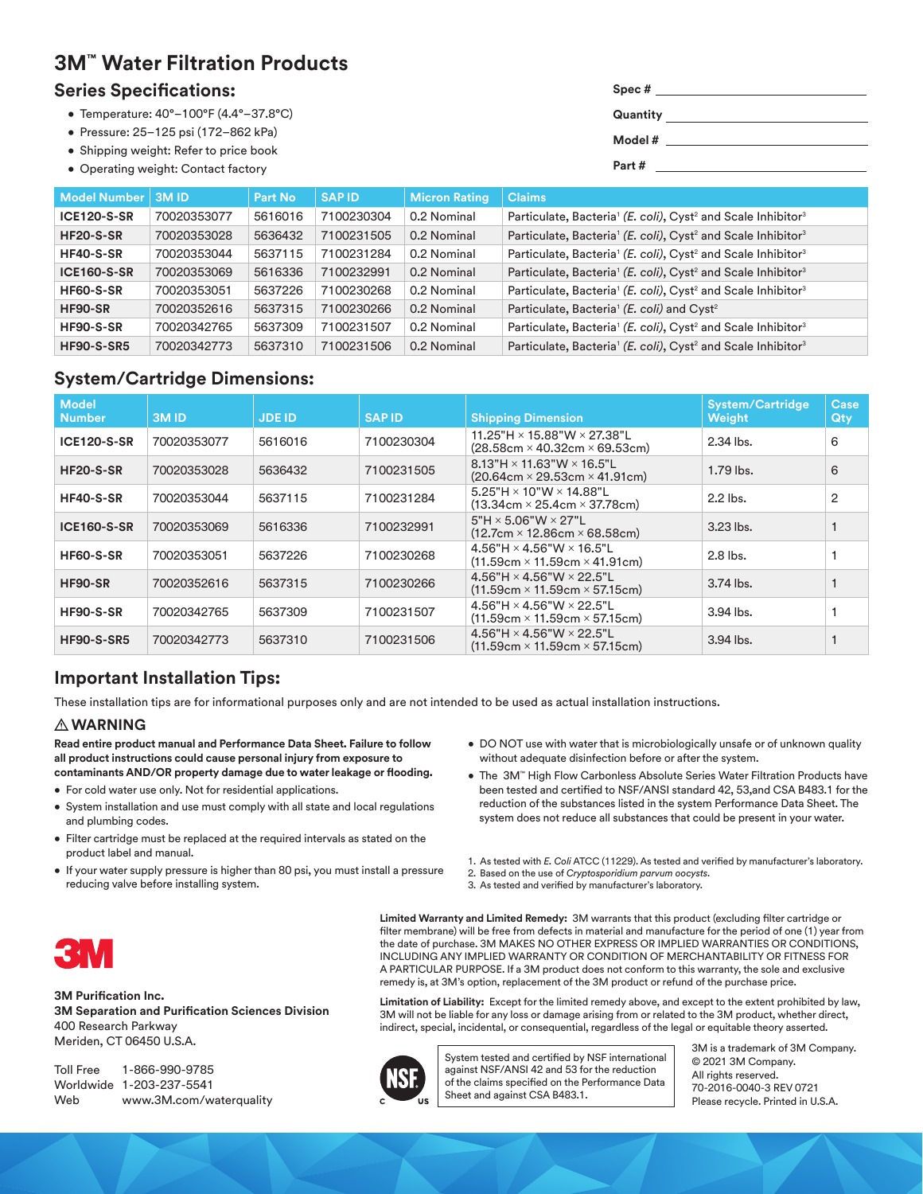# 3M™ Water Filtration Products

## Series Specifications:

- Temperature: 40°–100°F (4.4°–37.8°C)
- Pressure: 25–125 psi (172–862 kPa)
- Shipping weight: Refer to price book
- Operating weight: Contact factory

Spec # \_\_\_\_\_\_\_\_\_\_\_\_\_\_\_\_

Quantity \_\_\_\_\_\_\_\_\_\_\_\_\_\_\_\_

Model # \_\_\_\_\_\_\_\_\_\_\_\_\_\_\_\_

Part # \_\_\_\_\_\_\_\_\_\_\_\_\_\_\_\_

| Model Number | 3M ID | Part No | SAP ID | Micron Rating | Claims |
|---|---|---|---|---|---|
| **ICE120-S-SR** | 70020353077 | 5616016 | 7100230304 | 0.2 Nominal | Particulate, Bacteria[1] (*E. coli*), Cyst[2] and Scale Inhibitor[3] |
| **HF20-S-SR** | 70020353028 | 5636432 | 7100231505 | 0.2 Nominal | Particulate, Bacteria[1] (*E. coli*), Cyst[2] and Scale Inhibitor[3] |
| **HF40-S-SR** | 70020353044 | 5637115 | 7100231284 | 0.2 Nominal | Particulate, Bacteria[1] (*E. coli*), Cyst[2] and Scale Inhibitor[3] |
| **ICE160-S-SR** | 70020353069 | 5616336 | 7100232991 | 0.2 Nominal | Particulate, Bacteria[1] (*E. coli*), Cyst[2] and Scale Inhibitor[3] |
| **HF60-S-SR** | 70020353051 | 5637226 | 7100230268 | 0.2 Nominal | Particulate, Bacteria[1] (*E. coli*), Cyst[2] and Scale Inhibitor[3] |
| **HF90-SR** | 70020352616 | 5637315 | 7100230266 | 0.2 Nominal | Particulate, Bacteria[1] (*E. coli*) and Cyst[2] |
| **HF90-S-SR** | 70020342765 | 5637309 | 7100231507 | 0.2 Nominal | Particulate, Bacteria[1] (*E. coli*), Cyst[2] and Scale Inhibitor[3] |
| **HF90-S-SR5** | 70020342773 | 5637310 | 7100231506 | 0.2 Nominal | Particulate, Bacteria[1] (*E. coli*), Cyst[2] and Scale Inhibitor[3] |

## System/Cartridge Dimensions:

| Model Number | 3M ID | JDE ID | SAP ID | Shipping Dimension | System/Cartridge Weight | Case Qty |
|---|---|---|---|---|---|---|
| **ICE120-S-SR** | 70020353077 | 5616016 | 7100230304 | 11.25"H × 15.88"W × 27.38"L (28.58cm × 40.32cm × 69.53cm) | 2.34 lbs. | 6 |
| **HF20-S-SR** | 70020353028 | 5636432 | 7100231505 | 8.13"H × 11.63"W × 16.5"L (20.64cm × 29.53cm × 41.91cm) | 1.79 lbs. | 6 |
| **HF40-S-SR** | 70020353044 | 5637115 | 7100231284 | 5.25"H × 10"W × 14.88"L (13.34cm × 25.4cm × 37.78cm) | 2.2 lbs. | 2 |
| **ICE160-S-SR** | 70020353069 | 5616336 | 7100232991 | 5"H × 5.06"W × 27"L (12.7cm × 12.86cm × 68.58cm) | 3.23 lbs. | 1 |
| **HF60-S-SR** | 70020353051 | 5637226 | 7100230268 | 4.56"H × 4.56"W × 16.5"L (11.59cm × 11.59cm × 41.91cm) | 2.8 lbs. | 1 |
| **HF90-SR** | 70020352616 | 5637315 | 7100230266 | 4.56"H × 4.56"W × 22.5"L (11.59cm × 11.59cm × 57.15cm) | 3.74 lbs. | 1 |
| **HF90-S-SR** | 70020342765 | 5637309 | 7100231507 | 4.56"H × 4.56"W × 22.5"L (11.59cm × 11.59cm × 57.15cm) | 3.94 lbs. | 1 |
| **HF90-S-SR5** | 70020342773 | 5637310 | 7100231506 | 4.56"H × 4.56"W × 22.5"L (11.59cm × 11.59cm × 57.15cm) | 3.94 lbs. | 1 |

## Important Installation Tips:

These installation tips are for informational purposes only and are not intended to be used as actual installation instructions.

### ⚠ WARNING

**Read entire product manual and Performance Data Sheet. Failure to follow all product instructions could cause personal injury from exposure to contaminants AND/OR property damage due to water leakage or flooding.**

- For cold water use only. Not for residential applications.
- System installation and use must comply with all state and local regulations and plumbing codes.
- Filter cartridge must be replaced at the required intervals as stated on the product label and manual.
- If your water supply pressure is higher than 80 psi, you must install a pressure reducing valve before installing system.
- DO NOT use with water that is microbiologically unsafe or of unknown quality without adequate disinfection before or after the system.
- The 3M™ High Flow Carbonless Absolute Series Water Filtration Products have been tested and certified to NSF/ANSI standard 42, 53,and CSA B483.1 for the reduction of the substances listed in the system Performance Data Sheet. The system does not reduce all substances that could be present in your water.

1. As tested with *E. Coli* ATCC (11229). As tested and verified by manufacturer's laboratory.
2. Based on the use of *Cryptosporidium parvum oocysts*.
3. As tested and verified by manufacturer's laboratory.

**Limited Warranty and Limited Remedy:** 3M warrants that this product (excluding filter cartridge or filter membrane) will be free from defects in material and manufacture for the period of one (1) year from the date of purchase. 3M MAKES NO OTHER EXPRESS OR IMPLIED WARRANTIES OR CONDITIONS, INCLUDING ANY IMPLIED WARRANTY OR CONDITION OF MERCHANTABILITY OR FITNESS FOR A PARTICULAR PURPOSE. If a 3M product does not conform to this warranty, the sole and exclusive remedy is, at 3M's option, replacement of the 3M product or refund of the purchase price.

**Limitation of Liability:** Except for the limited remedy above, and except to the extent prohibited by law, 3M will not be liable for any loss or damage arising from or related to the 3M product, whether direct, indirect, special, incidental, or consequential, regardless of the legal or equitable theory asserted.

**3M Purification Inc.**
**3M Separation and Purification Sciences Division**
400 Research Parkway
Meriden, CT 06450 U.S.A.

Toll Free 1-866-990-9785
Worldwide 1-203-237-5541
Web www.3M.com/waterquality

System tested and certified by NSF international against NSF/ANSI 42 and 53 for the reduction of the claims specified on the Performance Data Sheet and against CSA B483.1.

3M is a trademark of 3M Company.
© 2021 3M Company.
All rights reserved.
70-2016-0040-3 REV 0721
Please recycle. Printed in U.S.A.